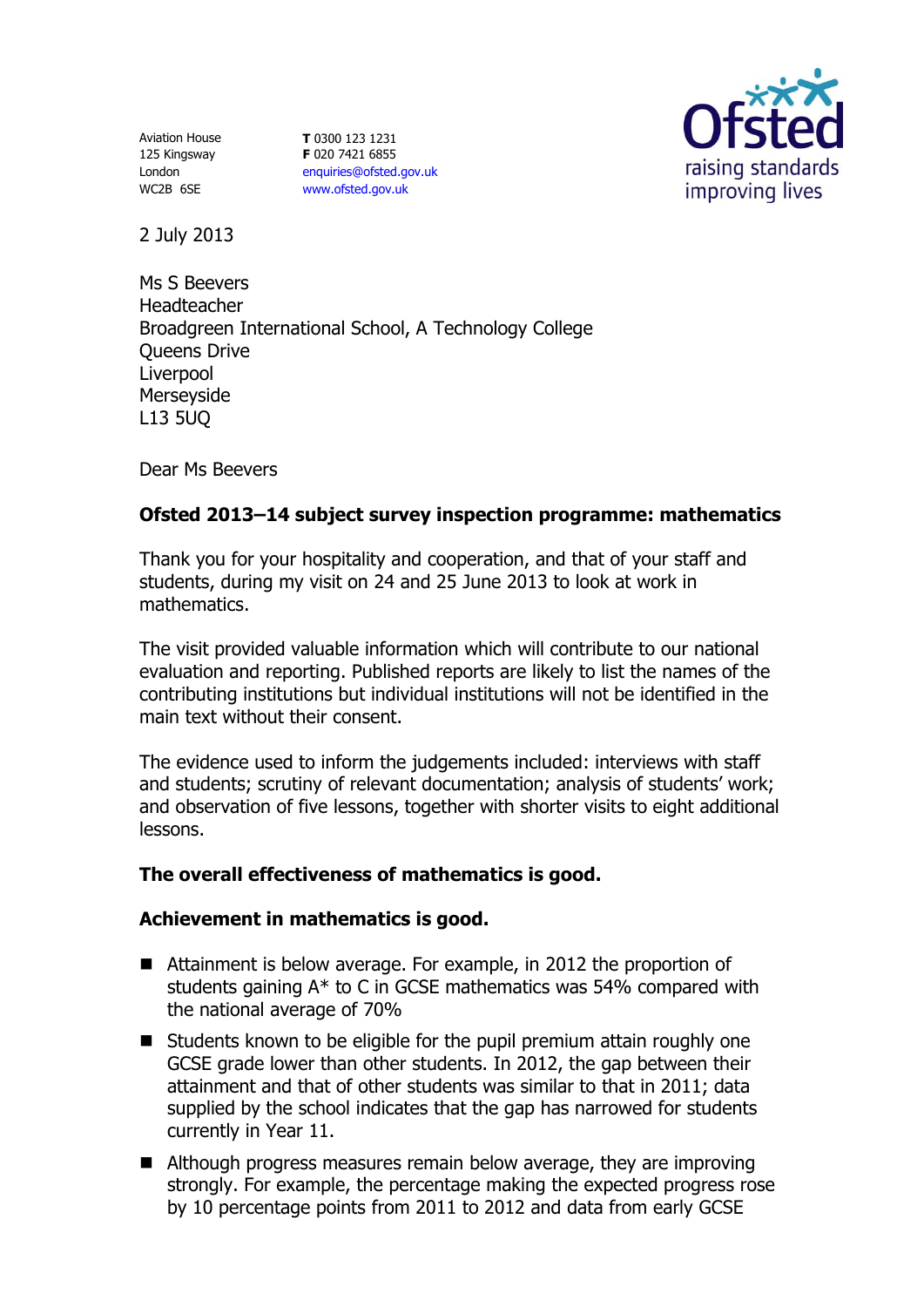Aviation House
125 Kingsway
London
WC2B 6SE

**T** 0300 123 1231
**F** 020 7421 6855
enquiries@ofsted.gov.uk
www.ofsted.gov.uk

2 July 2013

Ms S Beevers
Headteacher
Broadgreen International School, A Technology College
Queens Drive
Liverpool
Merseyside
L13 5UQ

Dear Ms Beevers

**Ofsted 2013–14 subject survey inspection programme: mathematics**

Thank you for your hospitality and cooperation, and that of your staff and students, during my visit on 24 and 25 June 2013 to look at work in mathematics.

The visit provided valuable information which will contribute to our national evaluation and reporting. Published reports are likely to list the names of the contributing institutions but individual institutions will not be identified in the main text without their consent.

The evidence used to inform the judgements included: interviews with staff and students; scrutiny of relevant documentation; analysis of students' work; and observation of five lessons, together with shorter visits to eight additional lessons.

**The overall effectiveness of mathematics is good.**

**Achievement in mathematics is good.**

- Attainment is below average. For example, in 2012 the proportion of students gaining A* to C in GCSE mathematics was 54% compared with the national average of 70%
- Students known to be eligible for the pupil premium attain roughly one GCSE grade lower than other students. In 2012, the gap between their attainment and that of other students was similar to that in 2011; data supplied by the school indicates that the gap has narrowed for students currently in Year 11.
- Although progress measures remain below average, they are improving strongly. For example, the percentage making the expected progress rose by 10 percentage points from 2011 to 2012 and data from early GCSE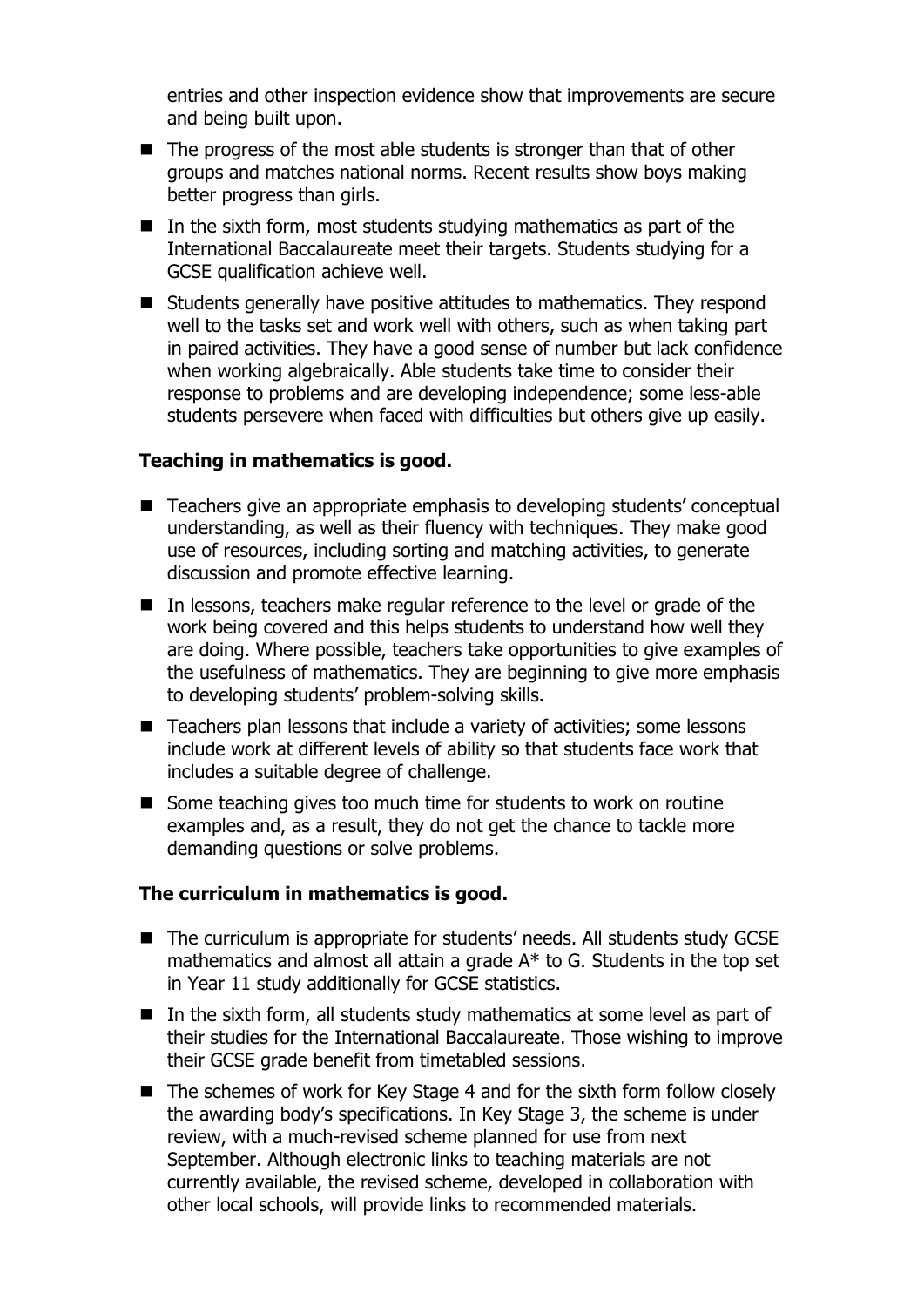entries and other inspection evidence show that improvements are secure and being built upon.

- The progress of the most able students is stronger than that of other groups and matches national norms. Recent results show boys making better progress than girls.
- In the sixth form, most students studying mathematics as part of the International Baccalaureate meet their targets. Students studying for a GCSE qualification achieve well.
- Students generally have positive attitudes to mathematics. They respond well to the tasks set and work well with others, such as when taking part in paired activities. They have a good sense of number but lack confidence when working algebraically. Able students take time to consider their response to problems and are developing independence; some less-able students persevere when faced with difficulties but others give up easily.

**Teaching in mathematics is good.**

- Teachers give an appropriate emphasis to developing students' conceptual understanding, as well as their fluency with techniques. They make good use of resources, including sorting and matching activities, to generate discussion and promote effective learning.
- In lessons, teachers make regular reference to the level or grade of the work being covered and this helps students to understand how well they are doing. Where possible, teachers take opportunities to give examples of the usefulness of mathematics. They are beginning to give more emphasis to developing students' problem-solving skills.
- Teachers plan lessons that include a variety of activities; some lessons include work at different levels of ability so that students face work that includes a suitable degree of challenge.
- Some teaching gives too much time for students to work on routine examples and, as a result, they do not get the chance to tackle more demanding questions or solve problems.

**The curriculum in mathematics is good.**

- The curriculum is appropriate for students' needs. All students study GCSE mathematics and almost all attain a grade A* to G. Students in the top set in Year 11 study additionally for GCSE statistics.
- In the sixth form, all students study mathematics at some level as part of their studies for the International Baccalaureate. Those wishing to improve their GCSE grade benefit from timetabled sessions.
- The schemes of work for Key Stage 4 and for the sixth form follow closely the awarding body's specifications. In Key Stage 3, the scheme is under review, with a much-revised scheme planned for use from next September. Although electronic links to teaching materials are not currently available, the revised scheme, developed in collaboration with other local schools, will provide links to recommended materials.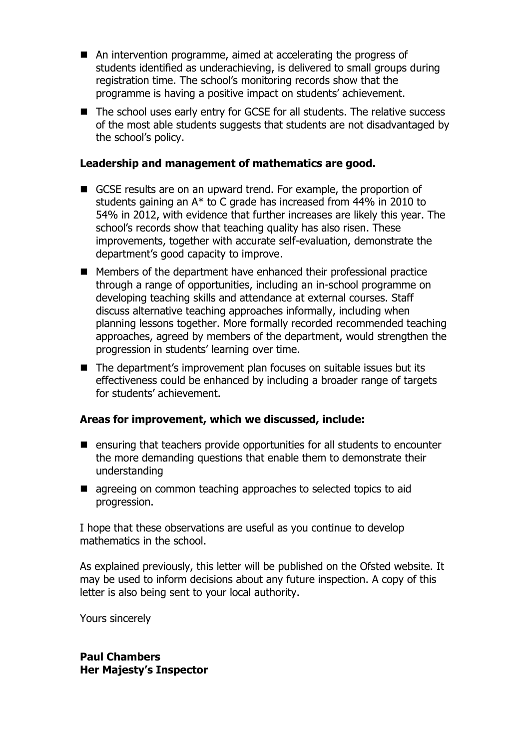- An intervention programme, aimed at accelerating the progress of students identified as underachieving, is delivered to small groups during registration time. The school's monitoring records show that the programme is having a positive impact on students' achievement.
- The school uses early entry for GCSE for all students. The relative success of the most able students suggests that students are not disadvantaged by the school's policy.

**Leadership and management of mathematics are good.**

- GCSE results are on an upward trend. For example, the proportion of students gaining an A* to C grade has increased from 44% in 2010 to 54% in 2012, with evidence that further increases are likely this year. The school's records show that teaching quality has also risen. These improvements, together with accurate self-evaluation, demonstrate the department's good capacity to improve.
- Members of the department have enhanced their professional practice through a range of opportunities, including an in-school programme on developing teaching skills and attendance at external courses. Staff discuss alternative teaching approaches informally, including when planning lessons together. More formally recorded recommended teaching approaches, agreed by members of the department, would strengthen the progression in students' learning over time.
- The department's improvement plan focuses on suitable issues but its effectiveness could be enhanced by including a broader range of targets for students' achievement.

**Areas for improvement, which we discussed, include:**

- ensuring that teachers provide opportunities for all students to encounter the more demanding questions that enable them to demonstrate their understanding
- agreeing on common teaching approaches to selected topics to aid progression.

I hope that these observations are useful as you continue to develop mathematics in the school.

As explained previously, this letter will be published on the Ofsted website. It may be used to inform decisions about any future inspection. A copy of this letter is also being sent to your local authority.

Yours sincerely

**Paul Chambers**
**Her Majesty's Inspector**